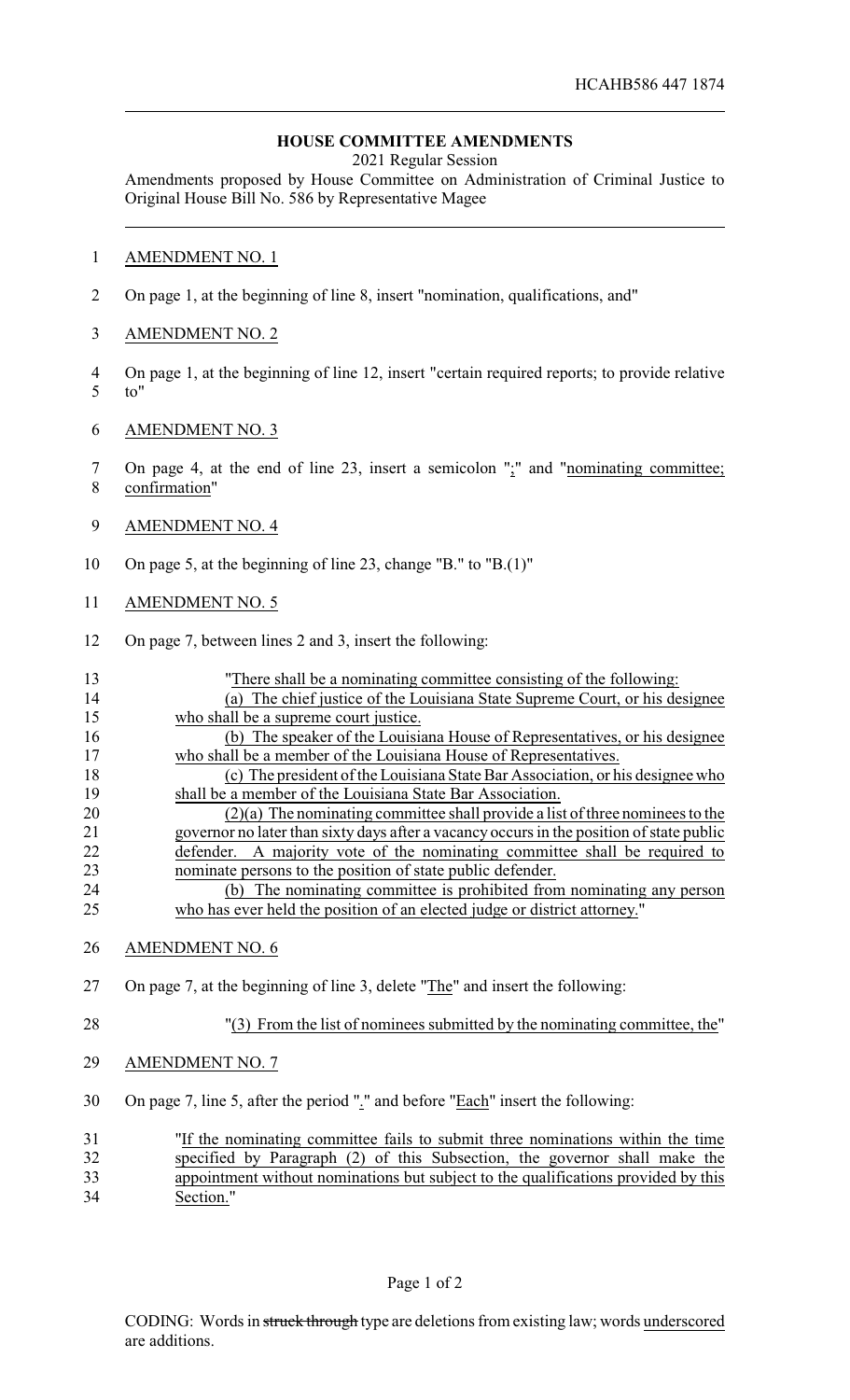HCAHB586 447 1874

# HOUSE COMMITTEE AMENDMENTS

2021 Regular Session

Amendments proposed by House Committee on Administration of Criminal Justice to Original House Bill No. 586 by Representative Magee

AMENDMENT NO. 1

On page 1, at the beginning of line 8, insert "nomination, qualifications, and"

AMENDMENT NO. 2

On page 1, at the beginning of line 12, insert "certain required reports; to provide relative to"

AMENDMENT NO. 3

On page 4, at the end of line 23, insert a semicolon ";" and "nominating committee; confirmation"

AMENDMENT NO. 4

On page 5, at the beginning of line 23, change "B." to "B.(1)"

AMENDMENT NO. 5

On page 7, between lines 2 and 3, insert the following:

"There shall be a nominating committee consisting of the following:

(a) The chief justice of the Louisiana State Supreme Court, or his designee who shall be a supreme court justice.

(b) The speaker of the Louisiana House of Representatives, or his designee who shall be a member of the Louisiana House of Representatives.

(c) The president of the Louisiana State Bar Association, or his designee who shall be a member of the Louisiana State Bar Association.

(2)(a) The nominating committee shall provide a list of three nominees to the governor no later than sixty days after a vacancy occurs in the position of state public defender. A majority vote of the nominating committee shall be required to nominate persons to the position of state public defender.

(b) The nominating committee is prohibited from nominating any person who has ever held the position of an elected judge or district attorney."

AMENDMENT NO. 6

On page 7, at the beginning of line 3, delete "The" and insert the following:

"(3) From the list of nominees submitted by the nominating committee, the"

AMENDMENT NO. 7

On page 7, line 5, after the period "." and before "Each" insert the following:

"If the nominating committee fails to submit three nominations within the time specified by Paragraph (2) of this Subsection, the governor shall make the appointment without nominations but subject to the qualifications provided by this Section."

CODING: Words in ~~struck through~~ type are deletions from existing law; words underscored are additions.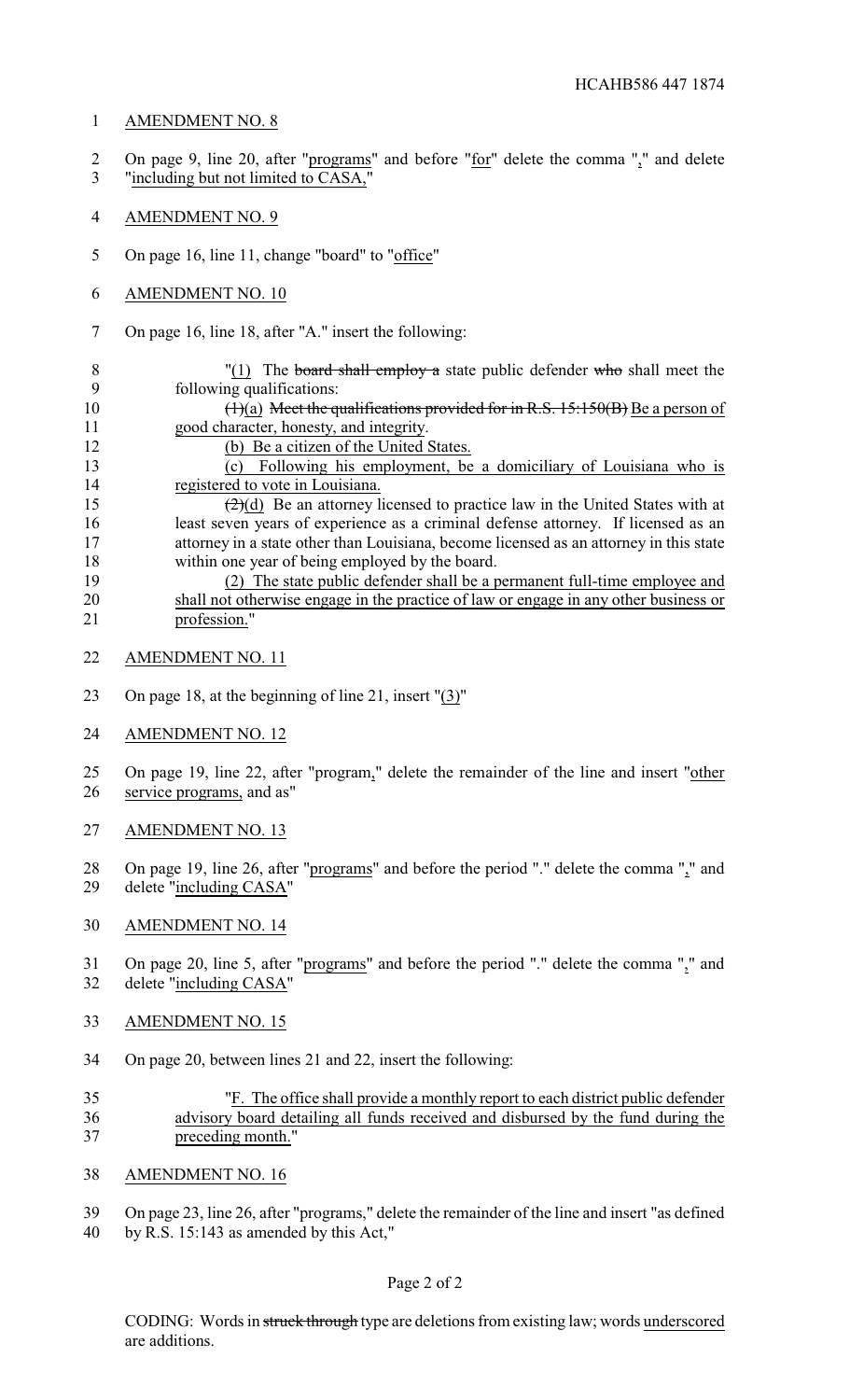AMENDMENT NO. 8

On page 9, line 20, after "programs" and before "for" delete the comma "," and delete "including but not limited to CASA,"

AMENDMENT NO. 9

On page 16, line 11, change "board" to "office"

AMENDMENT NO. 10

On page 16, line 18, after "A." insert the following:

"(1) The ~~board shall employ a~~ state public defender ~~who~~ shall meet the following qualifications:

~~(1)~~(a) ~~Meet the qualifications provided for in R.S. 15:150(B)~~ Be a person of good character, honesty, and integrity.

(b) Be a citizen of the United States.

(c) Following his employment, be a domiciliary of Louisiana who is registered to vote in Louisiana.

~~(2)~~(d) Be an attorney licensed to practice law in the United States with at least seven years of experience as a criminal defense attorney. If licensed as an attorney in a state other than Louisiana, become licensed as an attorney in this state within one year of being employed by the board.

(2) The state public defender shall be a permanent full-time employee and shall not otherwise engage in the practice of law or engage in any other business or profession."

AMENDMENT NO. 11

On page 18, at the beginning of line 21, insert "(3)"

AMENDMENT NO. 12

On page 19, line 22, after "program," delete the remainder of the line and insert "other service programs, and as"

AMENDMENT NO. 13

On page 19, line 26, after "programs" and before the period "." delete the comma "," and delete "including CASA"

AMENDMENT NO. 14

On page 20, line 5, after "programs" and before the period "." delete the comma "," and delete "including CASA"

AMENDMENT NO. 15

On page 20, between lines 21 and 22, insert the following:

"F. The office shall provide a monthly report to each district public defender advisory board detailing all funds received and disbursed by the fund during the preceding month."

AMENDMENT NO. 16

On page 23, line 26, after "programs," delete the remainder of the line and insert "as defined by R.S. 15:143 as amended by this Act,"

CODING: Words in ~~struck through~~ type are deletions from existing law; words underscored are additions.